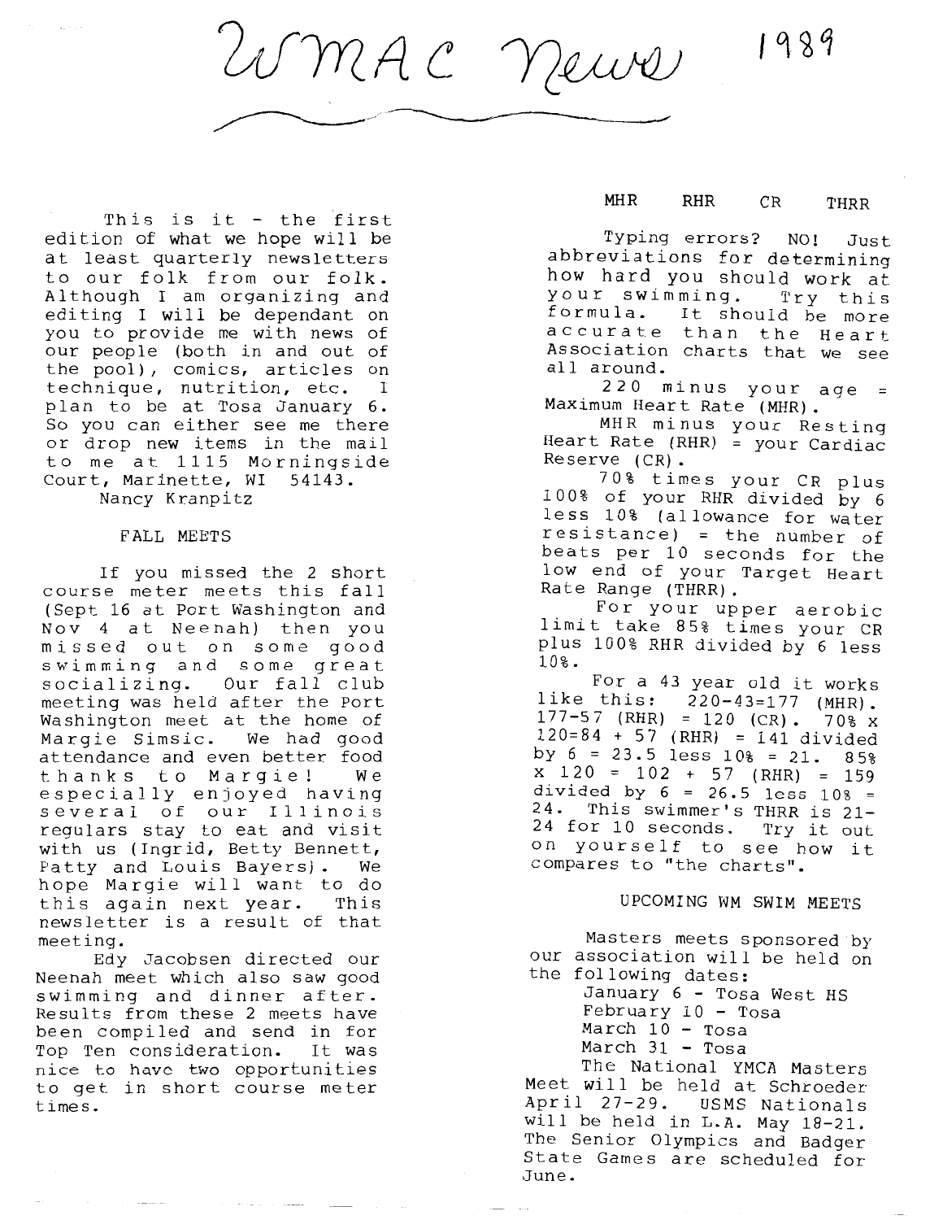# WMAC News 1989

This is it - the first edition of what we hope will be at least quarterly newsletters to our folk from our folk. Although I am organizing and editing I will be dependant on you to provide me with news of our people (both in and out of the pool), comics, articles on technique, nutrition, etc. I plan to be at Tosa January 6. So you can either see me there or drop new items in the mail to me at 1115 Morningside Court, Marinette, WI 54143.

Nancy Kranpitz

## FALL MEETS

If you missed the 2 short course meter meets this fall (Sept 16 at Port Washington and Nov 4 at Neenah) then you missed out on some good swimming and some great socializing. Our fall club meeting was held after the Port Washington meet at the home of Margie Simsic. We had good attendance and even better food thanks to Margie! We especially enjoyed having several of our Illinois regulars stay to eat and visit with us (Ingrid, Betty Bennett, Patty and Louis Bayers). We hope Margie will want to do this again next year. This newsletter is a result of that meeting.

Edy Jacobsen directed our Neenah meet which also saw good swimming and dinner after. Results from these 2 meets have been compiled and send in for Top Ten consideration. It was nice to have two opportunities to get in short course meter times.

## MHR RHR CR THRR

Typing errors? NO! Just abbreviations for determining how hard you should work at your swimming. Try this formula. It should be more accurate than the Heart Association charts that we see all around.

220 minus your age = Maximum Heart Rate (MHR).

MHR minus your Resting Heart Rate (RHR) = your Cardiac Reserve (CR).

70% times your CR plus 100% of your RHR divided by 6 less 10% (allowance for water resistance) = the number of beats per 10 seconds for the low end of your Target Heart Rate Range (THRR).

For your upper aerobic limit take 85% times your CR plus 100% RHR divided by 6 less 10%.

For a 43 year old it works like this: 220-43=177 (MHR). 177-57 (RHR) = 120 (CR). 70% x 120=84 + 57 (RHR) = 141 divided by 6 = 23.5 less 10% = 21. 85% x 120 = 102 + 57 (RHR) = 159 divided by 6 = 26.5 less 10% = 24. This swimmer's THRR is 21-24 for 10 seconds. Try it out on yourself to see how it compares to "the charts".

## UPCOMING WM SWIM MEETS

Masters meets sponsored by our association will be held on the following dates:

- January 6 - Tosa West HS
- February 10 - Tosa
- March 10 - Tosa
- March 31 - Tosa

The National YMCA Masters Meet will be held at Schroeder April 27-29. USMS Nationals will be held in L.A. May 18-21. The Senior Olympics and Badger State Games are scheduled for June.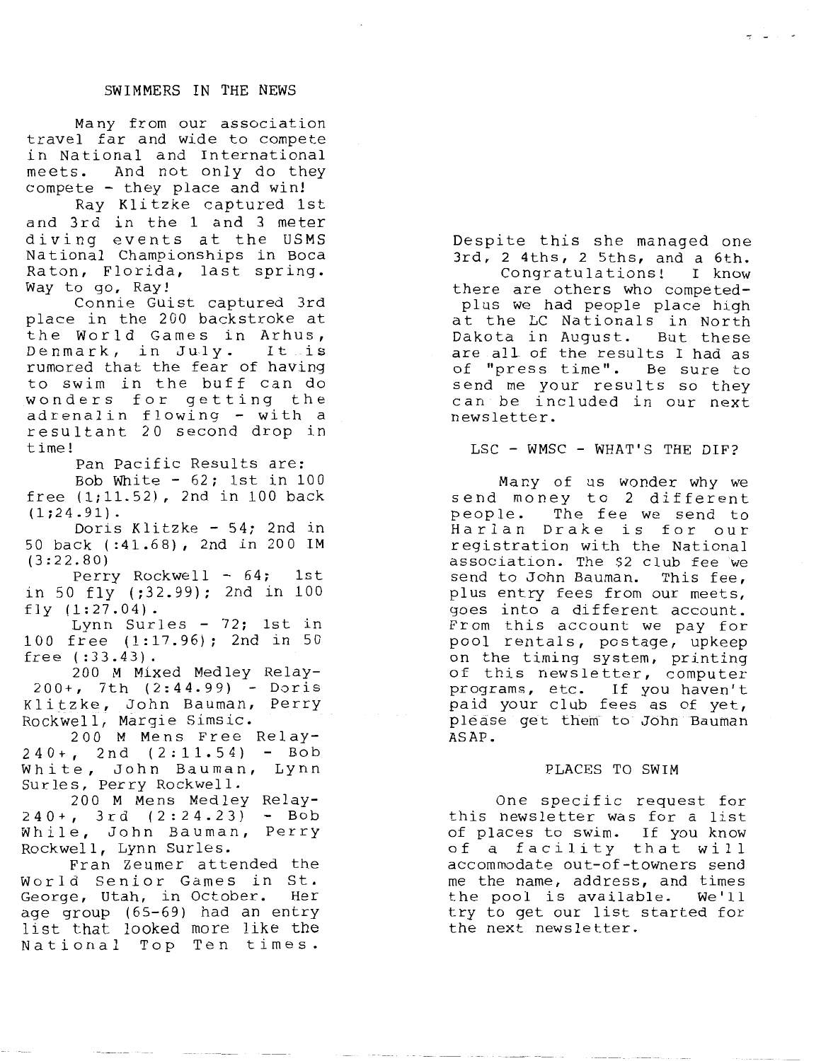## SWIMMERS IN THE NEWS

Many from our association travel far and wide to compete in National and International meets. And not only do they compete - they place and win!

Ray Klitzke captured 1st and 3rd in the 1 and 3 meter diving events at the USMS National Championships in Boca Raton, Florida, last spring. Way to go, Ray!

Connie Guist captured 3rd place in the 200 backstroke at the World Games in Arhus, Denmark, in July. It is rumored that the fear of having to swim in the buff can do wonders for getting the adrenalin flowing - with a resultant 20 second drop in time!

Pan Pacific Results are:

Bob White - 62; 1st in 100 free (1;11.52), 2nd in 100 back (1;24.91).

Doris Klitzke - 54; 2nd in 50 back (:41.68), 2nd in 200 IM (3:22.80)

Perry Rockwell - 64; 1st in 50 fly (;32.99); 2nd in 100 fly (1:27.04).

Lynn Surles - 72; 1st in 100 free (1:17.96); 2nd in 50 free (:33.43).

200 M Mixed Medley Relay- 200+, 7th (2:44.99) - Doris Klitzke, John Bauman, Perry Rockwell, Margie Simsic.

200 M Mens Free Relay- 240+, 2nd (2:11.54) - Bob White, John Bauman, Lynn Surles, Perry Rockwell.

200 M Mens Medley Relay- 240+, 3rd (2:24.23) - Bob While, John Bauman, Perry Rockwell, Lynn Surles.

Fran Zeumer attended the World Senior Games in St. George, Utah, in October. Her age group (65-69) had an entry list that looked more like the National Top Ten times. Despite this she managed one 3rd, 2 4ths, 2 5ths, and a 6th.

Congratulations! I know there are others who competed- plus we had people place high at the LC Nationals in North Dakota in August. But these are all of the results I had as of "press time". Be sure to send me your results so they can be included in our next newsletter.

## LSC - WMSC - WHAT'S THE DIF?

Many of us wonder why we send money to 2 different people. The fee we send to Harlan Drake is for our registration with the National association. The $2 club fee we send to John Bauman. This fee, plus entry fees from our meets, goes into a different account. From this account we pay for pool rentals, postage, upkeep on the timing system, printing of this newsletter, computer programs, etc. If you haven't paid your club fees as of yet, please get them to John Bauman ASAP.

## PLACES TO SWIM

One specific request for this newsletter was for a list of places to swim. If you know of a facility that will accommodate out-of-towners send me the name, address, and times the pool is available. We'll try to get our list started for the next newsletter.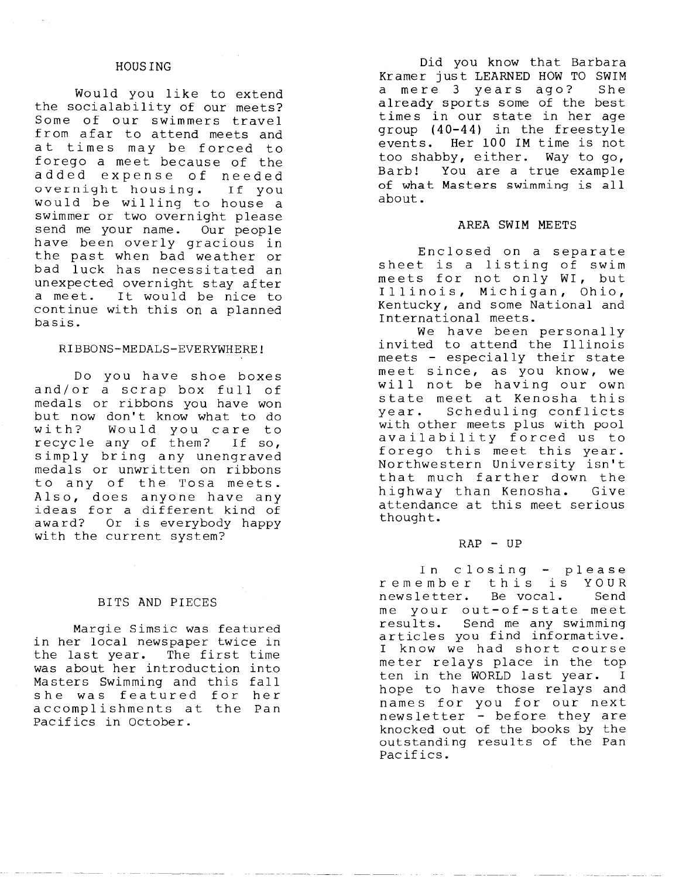## HOUSING

Would you like to extend the sociability of our meets? Some of our swimmers travel from afar to attend meets and at times may be forced to forego a meet because of the added expense of needed overnight housing. If you would be willing to house a swimmer or two overnight please send me your name. Our people have been overly gracious in the past when bad weather or bad luck has necessitated an unexpected overnight stay after a meet. It would be nice to continue with this on a planned basis.

## RIBBONS-MEDALS-EVERYWHERE!

Do you have shoe boxes and/or a scrap box full of medals or ribbons you have won but now don't know what to do with? Would you care to recycle any of them? If so, simply bring any unengraved medals or unwritten on ribbons to any of the Tosa meets. Also, does anyone have any ideas for a different kind of award? Or is everybody happy with the current system?

## BITS AND PIECES

Margie Simsic was featured in her local newspaper twice in the last year. The first time was about her introduction into Masters Swimming and this fall she was featured for her accomplishments at the Pan Pacifics in October.

Did you know that Barbara Kramer just LEARNED HOW TO SWIM a mere 3 years ago? She already sports some of the best times in our state in her age group (40-44) in the freestyle events. Her 100 IM time is not too shabby, either. Way to go, Barb! You are a true example of what Masters swimming is all about.

## AREA SWIM MEETS

Enclosed on a separate sheet is a listing of swim meets for not only WI, but Illinois, Michigan, Ohio, Kentucky, and some National and International meets.

We have been personally invited to attend the Illinois meets - especially their state meet since, as you know, we will not be having our own state meet at Kenosha this year. Scheduling conflicts with other meets plus with pool availability forced us to forego this meet this year. Northwestern University isn't that much farther down the highway than Kenosha. Give attendance at this meet serious thought.

## RAP - UP

In closing - please remember this is YOUR newsletter. Be vocal. Send me your out-of-state meet results. Send me any swimming articles you find informative. I know we had short course meter relays place in the top ten in the WORLD last year. I hope to have those relays and names for you for our next newsletter - before they are knocked out of the books by the outstanding results of the Pan Pacifics.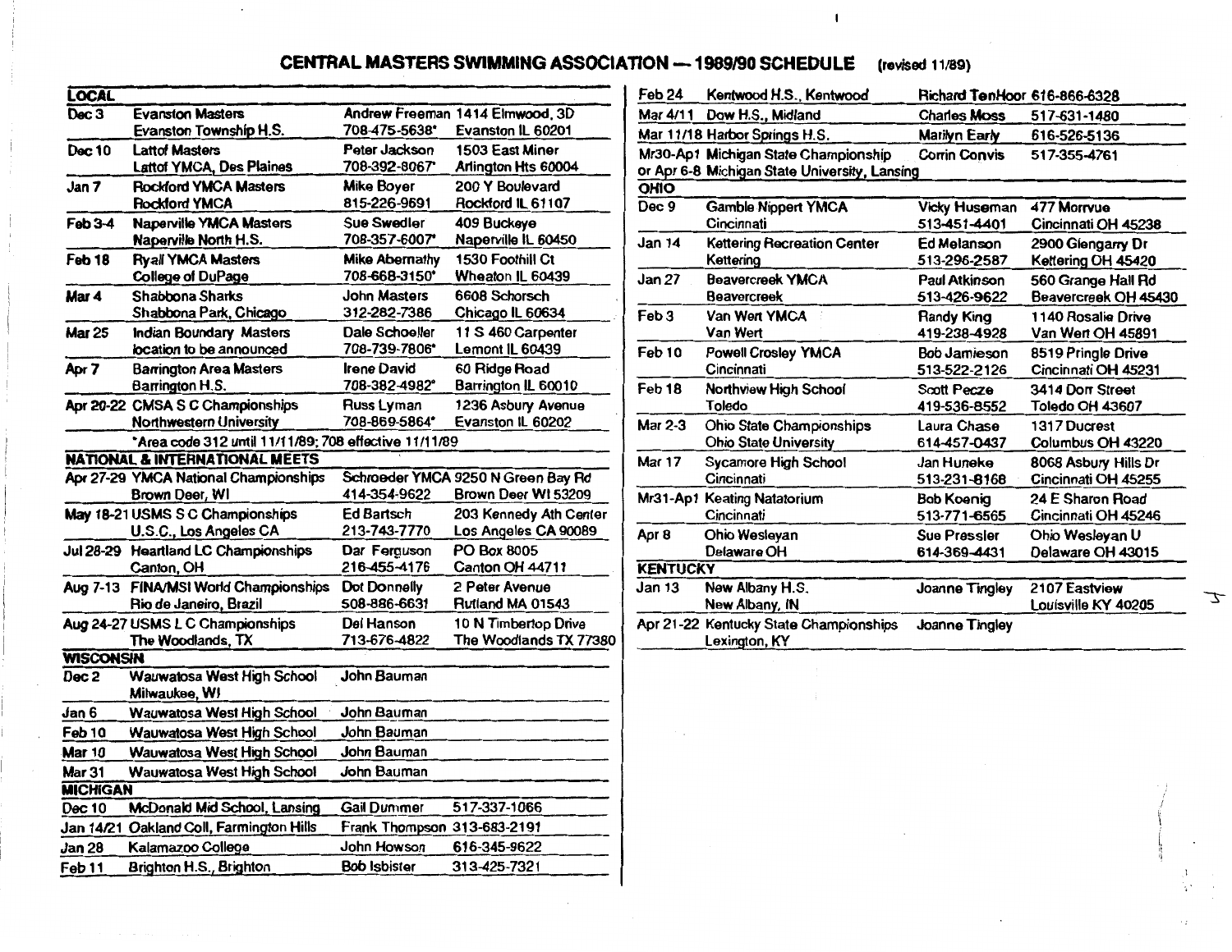# CENTRAL MASTERS SWIMMING ASSOCIATION — 1989/90 SCHEDULE (revised 11/89)

## LOCAL

| Date | Event / Location | Contact / Phone | Address |
|---|---|---|---|
| Dec 3 | Evanston Masters<br>Evanston Township H.S. | Andrew Freeman<br>708-475-5638* | 1414 Elmwood, 3D<br>Evanston IL 60201 |
| Dec 10 | Lattof Masters<br>Lattof YMCA, Des Plaines | Peter Jackson<br>708-392-8067* | 1503 East Miner<br>Arlington Hts 60004 |
| Jan 7 | Rockford YMCA Masters<br>Rockford YMCA | Mike Boyer<br>815-226-9691 | 200 Y Boulevard<br>Rockford IL 61107 |
| Feb 3-4 | Naperville YMCA Masters<br>Naperville North H.S. | Sue Swedler<br>708-357-6007* | 409 Buckeye<br>Naperville IL 60450 |
| Feb 18 | Ryall YMCA Masters<br>College of DuPage | Mike Abernathy<br>708-668-3150* | 1530 Foothill Ct<br>Wheaton IL 60439 |
| Mar 4 | Shabbona Sharks<br>Shabbona Park, Chicago | John Masters<br>312-282-7386 | 6608 Schorsch<br>Chicago IL 60634 |
| Mar 25 | Indian Boundary Masters<br>location to be announced | Dale Schoeller<br>708-739-7806* | 11 S 460 Carpenter<br>Lemont IL 60439 |
| Apr 7 | Barrington Area Masters<br>Barrington H.S. | Irene David<br>708-382-4982* | 60 Ridge Road<br>Barrington IL 60010 |
| Apr 20-22 | CMSA S C Championships<br>Northwestern University | Russ Lyman<br>708-869-5864* | 1236 Asbury Avenue<br>Evanston IL 60202 |

*Area code 312 until 11/11/89; 708 effective 11/11/89

## NATIONAL & INTERNATIONAL MEETS

| Date | Event / Location | Contact / Phone | Address |
|---|---|---|---|
| Apr 27-29 | YMCA National Championships<br>Brown Deer, WI | Schroeder YMCA<br>414-354-9622 | 9250 N Green Bay Rd<br>Brown Deer WI 53209 |
| May 18-21 | USMS S C Championships<br>U.S.C., Los Angeles CA | Ed Bartsch<br>213-743-7770 | 203 Kennedy Ath Center<br>Los Angeles CA 90089 |
| Jul 28-29 | Heartland LC Championships<br>Canton, OH | Dar Ferguson<br>216-455-4176 | PO Box 8005<br>Canton OH 44711 |
| Aug 7-13 | FINA/MSI World Championships<br>Rio de Janeiro, Brazil | Dot Donnelly<br>508-886-6631 | 2 Peter Avenue<br>Rutland MA 01543 |
| Aug 24-27 | USMS L C Championships<br>The Woodlands, TX | Del Hanson<br>713-676-4822 | 10 N Timbertop Drive<br>The Woodlands TX 77380 |

## WISCONSIN

| Date | Location | Contact |
|---|---|---|
| Dec 2 | Wauwatosa West High School<br>Milwaukee, WI | John Bauman |
| Jan 6 | Wauwatosa West High School | John Bauman |
| Feb 10 | Wauwatosa West High School | John Bauman |
| Mar 10 | Wauwatosa West High School | John Bauman |
| Mar 31 | Wauwatosa West High School | John Bauman |

## MICHIGAN

| Date | Location | Contact | Phone |
|---|---|---|---|
| Dec 10 | McDonald Mid School, Lansing | Gail Dummer | 517-337-1066 |
| Jan 14/21 | Oakland Coll, Farmington Hills | Frank Thompson | 313-683-2191 |
| Jan 28 | Kalamazoo College | John Howson | 616-345-9622 |
| Feb 11 | Brighton H.S., Brighton | Bob Isbister | 313-425-7321 |
| Feb 24 | Kentwood H.S., Kentwood | Richard TenHoor | 616-866-6328 |
| Mar 4/11 | Dow H.S., Midland | Charles Moss | 517-631-1480 |
| Mar 11/18 | Harbor Springs H.S. | Marilyn Early | 616-526-5136 |
| Mr30-Ap1 or Apr 6-8 | Michigan State Championship<br>Michigan State University, Lansing | Corrin Convis | 517-355-4761 |

## OHIO

| Date | Event / Location | Contact / Phone | Address |
|---|---|---|---|
| Dec 9 | Gamble Nippert YMCA<br>Cincinnati | Vicky Huseman<br>513-451-4401 | 477 Morrvue<br>Cincinnati OH 45238 |
| Jan 14 | Kettering Recreation Center<br>Kettering | Ed Melanson<br>513-296-2587 | 2900 Glengarry Dr<br>Kettering OH 45420 |
| Jan 27 | Beavercreek YMCA<br>Beavercreek | Paul Atkinson<br>513-426-9622 | 560 Grange Hall Rd<br>Beavercreek OH 45430 |
| Feb 3 | Van Wert YMCA<br>Van Wert | Randy King<br>419-238-4928 | 1140 Rosalie Drive<br>Van Wert OH 45891 |
| Feb 10 | Powell Crosley YMCA<br>Cincinnati | Bob Jamieson<br>513-522-2126 | 8519 Pringle Drive<br>Cincinnati OH 45231 |
| Feb 18 | Northview High School<br>Toledo | Scott Pecze<br>419-536-8552 | 3414 Dorr Street<br>Toledo OH 43607 |
| Mar 2-3 | Ohio State Championships<br>Ohio State University | Laura Chase<br>614-457-0437 | 1317 Ducrest<br>Columbus OH 43220 |
| Mar 17 | Sycamore High School<br>Cincinnati | Jan Huneke<br>513-231-8168 | 8068 Asbury Hills Dr<br>Cincinnati OH 45255 |
| Mr31-Ap1 | Keating Natatorium<br>Cincinnati | Bob Koenig<br>513-771-6565 | 24 E Sharon Road<br>Cincinnati OH 45246 |
| Apr 8 | Ohio Wesleyan<br>Delaware OH | Sue Pressler<br>614-369-4431 | Ohio Wesleyan U<br>Delaware OH 43015 |

## KENTUCKY

| Date | Event / Location | Contact | Address |
|---|---|---|---|
| Jan 13 | New Albany H.S.<br>New Albany, IN | Joanne Tingley | 2107 Eastview<br>Louisville KY 40205 |
| Apr 21-22 | Kentucky State Championships<br>Lexington, KY | Joanne Tingley | |